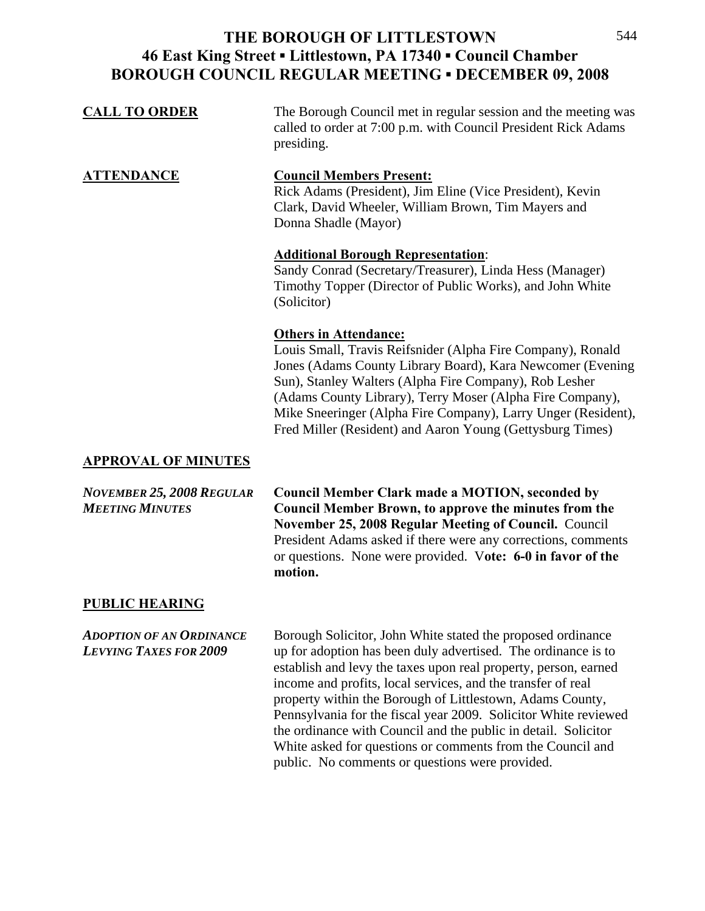# THE BOROUGH OF LITTLESTOWN
## 46 East King Street ▪ Littlestown, PA 17340 ▪ Council Chamber
## BOROUGH COUNCIL REGULAR MEETING ▪ DECEMBER 09, 2008

**CALL TO ORDER**

The Borough Council met in regular session and the meeting was called to order at 7:00 p.m. with Council President Rick Adams presiding.

**ATTENDANCE**

**Council Members Present:**
Rick Adams (President), Jim Eline (Vice President), Kevin Clark, David Wheeler, William Brown, Tim Mayers and Donna Shadle (Mayor)

**Additional Borough Representation**:
Sandy Conrad (Secretary/Treasurer), Linda Hess (Manager) Timothy Topper (Director of Public Works), and John White (Solicitor)

**Others in Attendance:**
Louis Small, Travis Reifsnider (Alpha Fire Company), Ronald Jones (Adams County Library Board), Kara Newcomer (Evening Sun), Stanley Walters (Alpha Fire Company), Rob Lesher (Adams County Library), Terry Moser (Alpha Fire Company), Mike Sneeringer (Alpha Fire Company), Larry Unger (Resident), Fred Miller (Resident) and Aaron Young (Gettysburg Times)

**APPROVAL OF MINUTES**

***NOVEMBER 25, 2008 REGULAR MEETING MINUTES***

**Council Member Clark made a MOTION, seconded by Council Member Brown, to approve the minutes from the November 25, 2008 Regular Meeting of Council.** Council President Adams asked if there were any corrections, comments or questions. None were provided. V**ote: 6-0 in favor of the motion.**

**PUBLIC HEARING**

***ADOPTION OF AN ORDINANCE LEVYING TAXES FOR 2009***

Borough Solicitor, John White stated the proposed ordinance up for adoption has been duly advertised. The ordinance is to establish and levy the taxes upon real property, person, earned income and profits, local services, and the transfer of real property within the Borough of Littlestown, Adams County, Pennsylvania for the fiscal year 2009. Solicitor White reviewed the ordinance with Council and the public in detail. Solicitor White asked for questions or comments from the Council and public. No comments or questions were provided.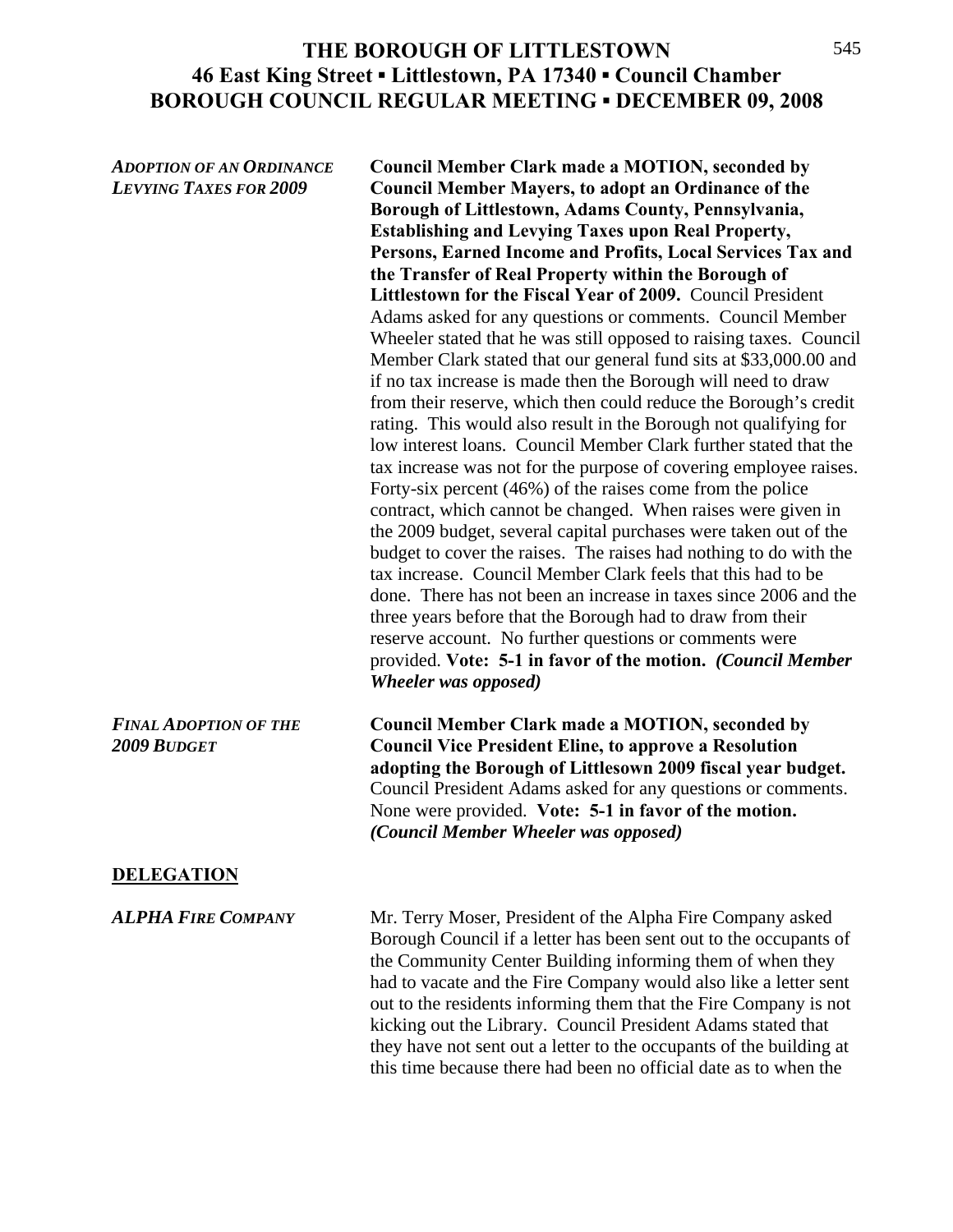***ADOPTION OF AN ORDINANCE LEVYING TAXES FOR 2009***

**Council Member Clark made a MOTION, seconded by Council Member Mayers, to adopt an Ordinance of the Borough of Littlestown, Adams County, Pennsylvania, Establishing and Levying Taxes upon Real Property, Persons, Earned Income and Profits, Local Services Tax and the Transfer of Real Property within the Borough of Littlestown for the Fiscal Year of 2009.** Council President Adams asked for any questions or comments. Council Member Wheeler stated that he was still opposed to raising taxes. Council Member Clark stated that our general fund sits at $33,000.00 and if no tax increase is made then the Borough will need to draw from their reserve, which then could reduce the Borough's credit rating. This would also result in the Borough not qualifying for low interest loans. Council Member Clark further stated that the tax increase was not for the purpose of covering employee raises. Forty-six percent (46%) of the raises come from the police contract, which cannot be changed. When raises were given in the 2009 budget, several capital purchases were taken out of the budget to cover the raises. The raises had nothing to do with the tax increase. Council Member Clark feels that this had to be done. There has not been an increase in taxes since 2006 and the three years before that the Borough had to draw from their reserve account. No further questions or comments were provided. **Vote: 5-1 in favor of the motion.** ***(Council Member Wheeler was opposed)***

***FINAL ADOPTION OF THE 2009 BUDGET***

**Council Member Clark made a MOTION, seconded by Council Vice President Eline, to approve a Resolution adopting the Borough of Littlesown 2009 fiscal year budget.** Council President Adams asked for any questions or comments. None were provided. **Vote: 5-1 in favor of the motion.** ***(Council Member Wheeler was opposed)***

## DELEGATION

***ALPHA FIRE COMPANY***

Mr. Terry Moser, President of the Alpha Fire Company asked Borough Council if a letter has been sent out to the occupants of the Community Center Building informing them of when they had to vacate and the Fire Company would also like a letter sent out to the residents informing them that the Fire Company is not kicking out the Library. Council President Adams stated that they have not sent out a letter to the occupants of the building at this time because there had been no official date as to when the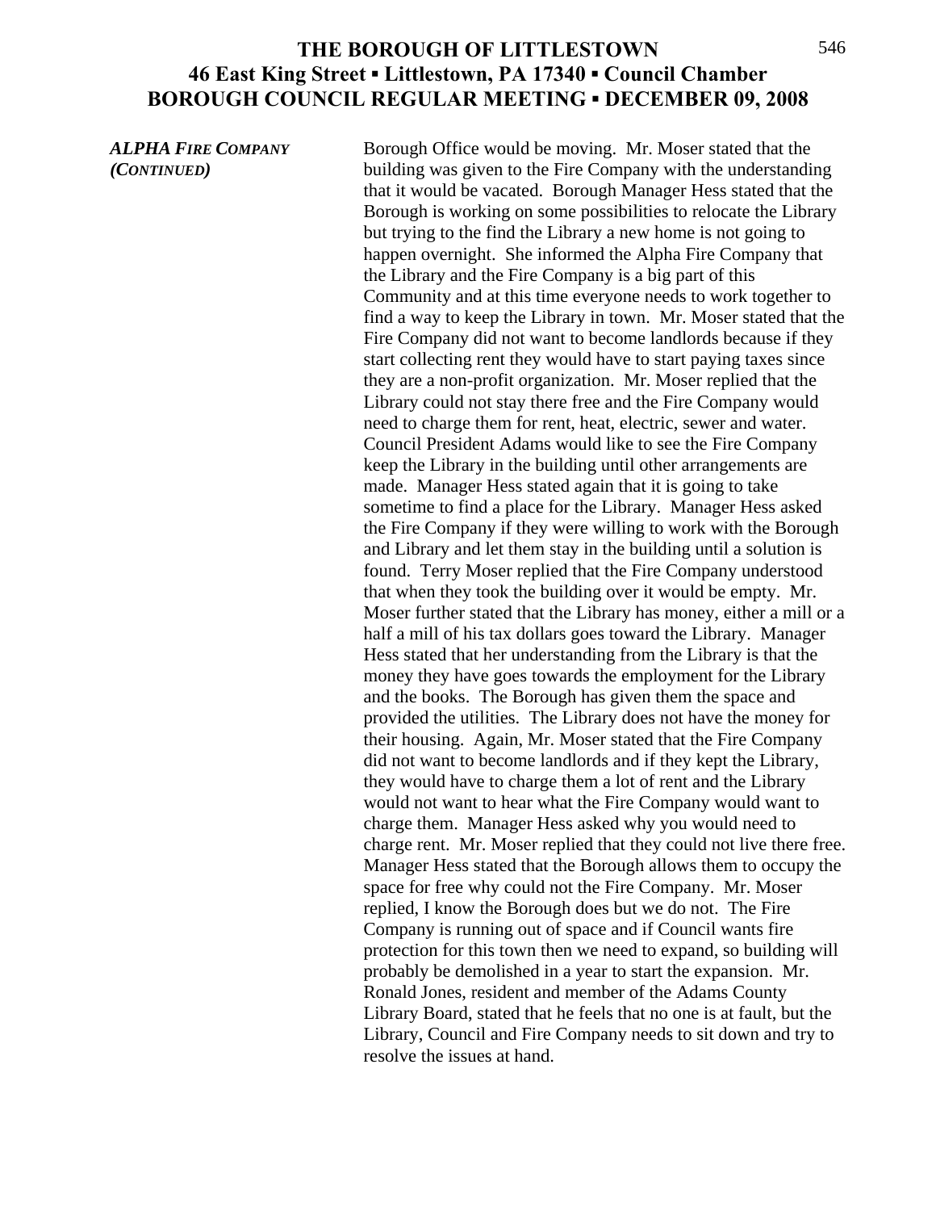***ALPHA FIRE COMPANY (CONTINUED)***

Borough Office would be moving. Mr. Moser stated that the building was given to the Fire Company with the understanding that it would be vacated. Borough Manager Hess stated that the Borough is working on some possibilities to relocate the Library but trying to the find the Library a new home is not going to happen overnight. She informed the Alpha Fire Company that the Library and the Fire Company is a big part of this Community and at this time everyone needs to work together to find a way to keep the Library in town. Mr. Moser stated that the Fire Company did not want to become landlords because if they start collecting rent they would have to start paying taxes since they are a non-profit organization. Mr. Moser replied that the Library could not stay there free and the Fire Company would need to charge them for rent, heat, electric, sewer and water. Council President Adams would like to see the Fire Company keep the Library in the building until other arrangements are made. Manager Hess stated again that it is going to take sometime to find a place for the Library. Manager Hess asked the Fire Company if they were willing to work with the Borough and Library and let them stay in the building until a solution is found. Terry Moser replied that the Fire Company understood that when they took the building over it would be empty. Mr. Moser further stated that the Library has money, either a mill or a half a mill of his tax dollars goes toward the Library. Manager Hess stated that her understanding from the Library is that the money they have goes towards the employment for the Library and the books. The Borough has given them the space and provided the utilities. The Library does not have the money for their housing. Again, Mr. Moser stated that the Fire Company did not want to become landlords and if they kept the Library, they would have to charge them a lot of rent and the Library would not want to hear what the Fire Company would want to charge them. Manager Hess asked why you would need to charge rent. Mr. Moser replied that they could not live there free. Manager Hess stated that the Borough allows them to occupy the space for free why could not the Fire Company. Mr. Moser replied, I know the Borough does but we do not. The Fire Company is running out of space and if Council wants fire protection for this town then we need to expand, so building will probably be demolished in a year to start the expansion. Mr. Ronald Jones, resident and member of the Adams County Library Board, stated that he feels that no one is at fault, but the Library, Council and Fire Company needs to sit down and try to resolve the issues at hand.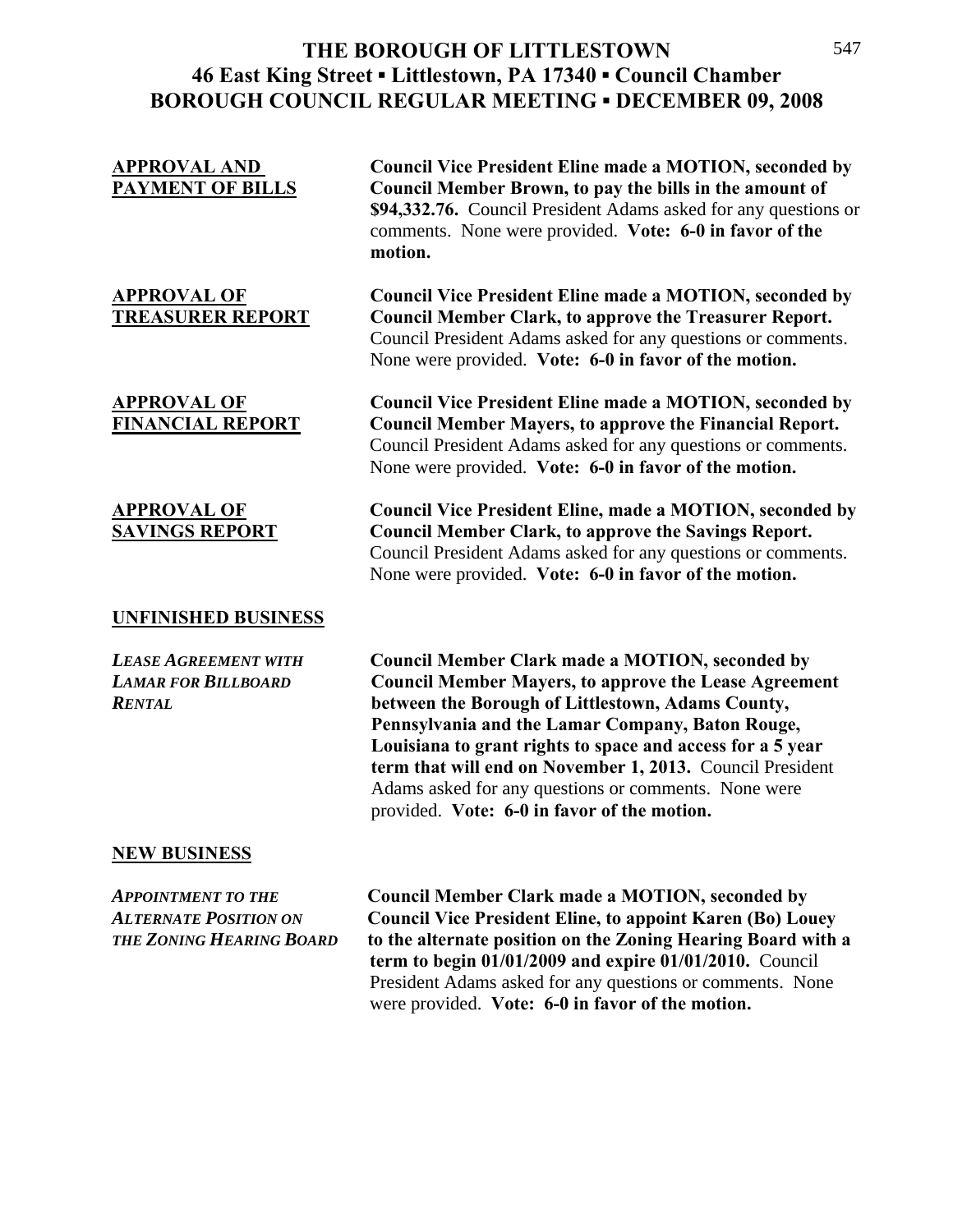# THE BOROUGH OF LITTLESTOWN
## 46 East King Street ▪ Littlestown, PA 17340 ▪ Council Chamber
## BOROUGH COUNCIL REGULAR MEETING ▪ DECEMBER 09, 2008

**APPROVAL AND PAYMENT OF BILLS**

**Council Vice President Eline made a MOTION, seconded by Council Member Brown, to pay the bills in the amount of $94,332.76.** Council President Adams asked for any questions or comments. None were provided. **Vote: 6-0 in favor of the motion.**

**APPROVAL OF TREASURER REPORT**

**Council Vice President Eline made a MOTION, seconded by Council Member Clark, to approve the Treasurer Report.** Council President Adams asked for any questions or comments. None were provided. **Vote: 6-0 in favor of the motion.**

**APPROVAL OF FINANCIAL REPORT**

**Council Vice President Eline made a MOTION, seconded by Council Member Mayers, to approve the Financial Report.** Council President Adams asked for any questions or comments. None were provided. **Vote: 6-0 in favor of the motion.**

**APPROVAL OF SAVINGS REPORT**

**Council Vice President Eline, made a MOTION, seconded by Council Member Clark, to approve the Savings Report.** Council President Adams asked for any questions or comments. None were provided. **Vote: 6-0 in favor of the motion.**

**UNFINISHED BUSINESS**

***LEASE AGREEMENT WITH LAMAR FOR BILLBOARD RENTAL***

**Council Member Clark made a MOTION, seconded by Council Member Mayers, to approve the Lease Agreement between the Borough of Littlestown, Adams County, Pennsylvania and the Lamar Company, Baton Rouge, Louisiana to grant rights to space and access for a 5 year term that will end on November 1, 2013.** Council President Adams asked for any questions or comments. None were provided. **Vote: 6-0 in favor of the motion.**

**NEW BUSINESS**

***APPOINTMENT TO THE ALTERNATE POSITION ON THE ZONING HEARING BOARD***

**Council Member Clark made a MOTION, seconded by Council Vice President Eline, to appoint Karen (Bo) Louey to the alternate position on the Zoning Hearing Board with a term to begin 01/01/2009 and expire 01/01/2010.** Council President Adams asked for any questions or comments. None were provided. **Vote: 6-0 in favor of the motion.**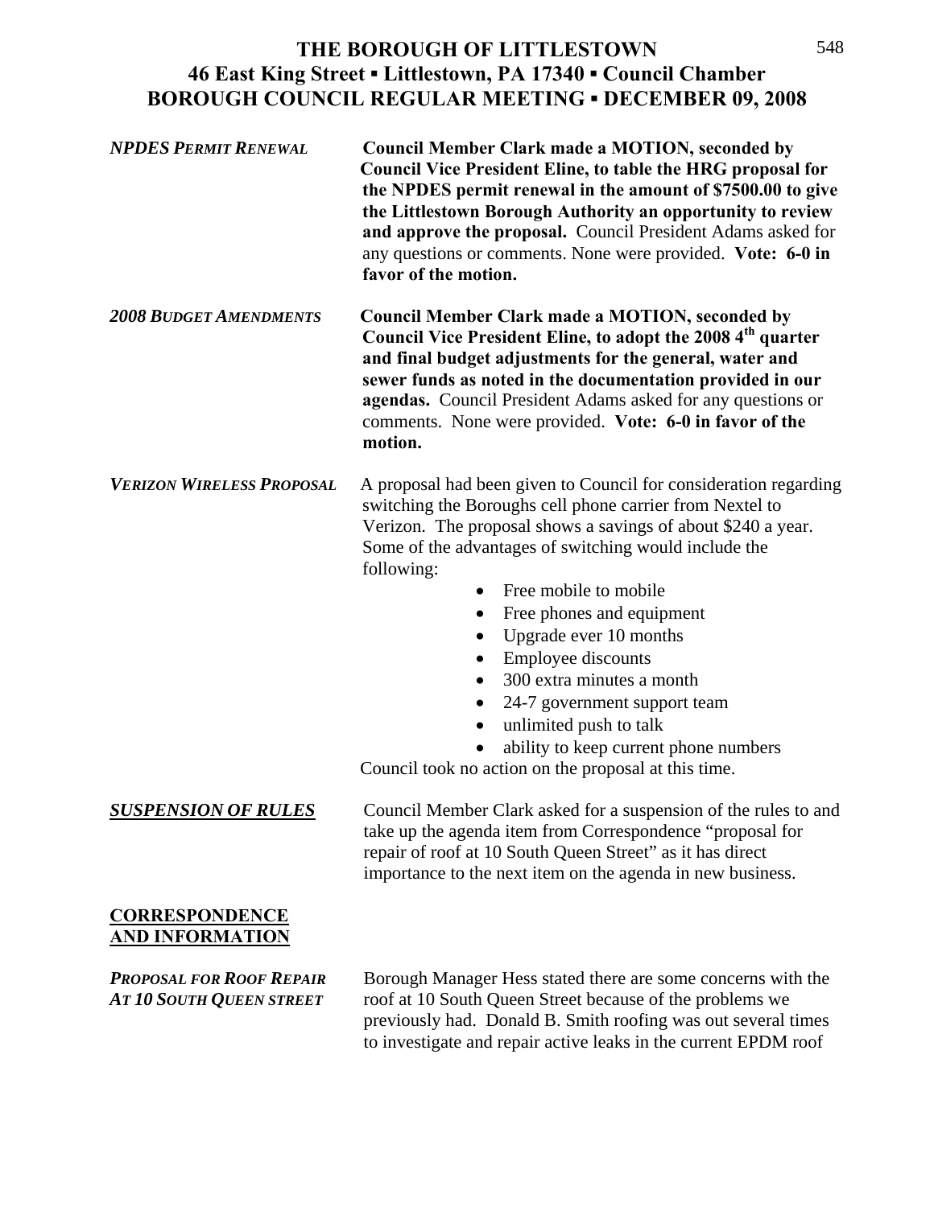# THE BOROUGH OF LITTLESTOWN
## 46 East King Street ▪ Littlestown, PA 17340 ▪ Council Chamber
## BOROUGH COUNCIL REGULAR MEETING ▪ DECEMBER 09, 2008

***NPDES PERMIT RENEWAL***

**Council Member Clark made a MOTION, seconded by Council Vice President Eline, to table the HRG proposal for the NPDES permit renewal in the amount of $7500.00 to give the Littlestown Borough Authority an opportunity to review and approve the proposal.** Council President Adams asked for any questions or comments. None were provided. **Vote: 6-0 in favor of the motion.**

***2008 BUDGET AMENDMENTS***

**Council Member Clark made a MOTION, seconded by Council Vice President Eline, to adopt the 2008 4th quarter and final budget adjustments for the general, water and sewer funds as noted in the documentation provided in our agendas.** Council President Adams asked for any questions or comments. None were provided. **Vote: 6-0 in favor of the motion.**

***VERIZON WIRELESS PROPOSAL***

A proposal had been given to Council for consideration regarding switching the Boroughs cell phone carrier from Nextel to Verizon. The proposal shows a savings of about $240 a year. Some of the advantages of switching would include the following:

- Free mobile to mobile
- Free phones and equipment
- Upgrade ever 10 months
- Employee discounts
- 300 extra minutes a month
- 24-7 government support team
- unlimited push to talk
- ability to keep current phone numbers

Council took no action on the proposal at this time.

***SUSPENSION OF RULES***

Council Member Clark asked for a suspension of the rules to and take up the agenda item from Correspondence "proposal for repair of roof at 10 South Queen Street" as it has direct importance to the next item on the agenda in new business.

## CORRESPONDENCE AND INFORMATION

***PROPOSAL FOR ROOF REPAIR AT 10 SOUTH QUEEN STREET***

Borough Manager Hess stated there are some concerns with the roof at 10 South Queen Street because of the problems we previously had. Donald B. Smith roofing was out several times to investigate and repair active leaks in the current EPDM roof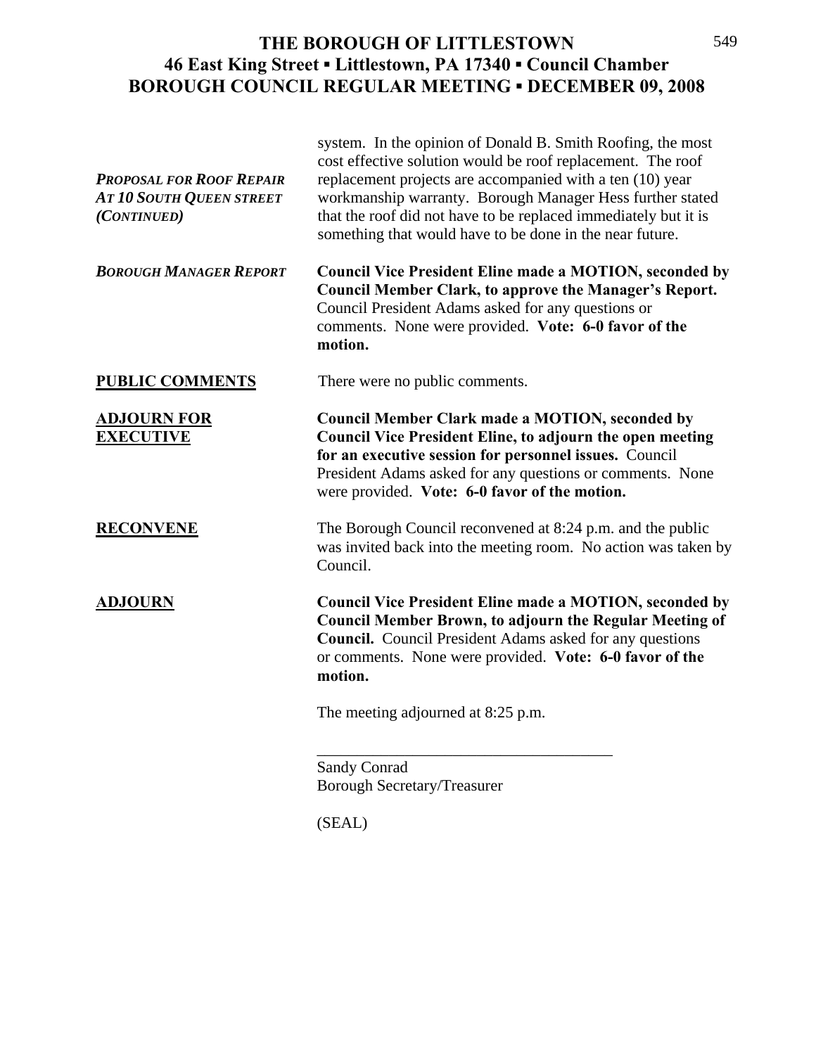**PROPOSAL FOR ROOF REPAIR AT 10 SOUTH QUEEN STREET (CONTINUED)**

system. In the opinion of Donald B. Smith Roofing, the most cost effective solution would be roof replacement. The roof replacement projects are accompanied with a ten (10) year workmanship warranty. Borough Manager Hess further stated that the roof did not have to be replaced immediately but it is something that would have to be done in the near future.

***BOROUGH MANAGER REPORT***

**Council Vice President Eline made a MOTION, seconded by Council Member Clark, to approve the Manager's Report.** Council President Adams asked for any questions or comments. None were provided. **Vote: 6-0 favor of the motion.**

**PUBLIC COMMENTS**

There were no public comments.

**ADJOURN FOR EXECUTIVE**

**Council Member Clark made a MOTION, seconded by Council Vice President Eline, to adjourn the open meeting for an executive session for personnel issues.** Council President Adams asked for any questions or comments. None were provided. **Vote: 6-0 favor of the motion.**

**RECONVENE**

The Borough Council reconvened at 8:24 p.m. and the public was invited back into the meeting room. No action was taken by Council.

**ADJOURN**

**Council Vice President Eline made a MOTION, seconded by Council Member Brown, to adjourn the Regular Meeting of Council.** Council President Adams asked for any questions or comments. None were provided. **Vote: 6-0 favor of the motion.**

The meeting adjourned at 8:25 p.m.

\_\_\_\_\_\_\_\_\_\_\_\_\_\_\_\_\_\_\_\_\_\_\_\_\_\_\_\_\_\_\_\_\_\_\_\_\_\_

Sandy Conrad
Borough Secretary/Treasurer

(SEAL)